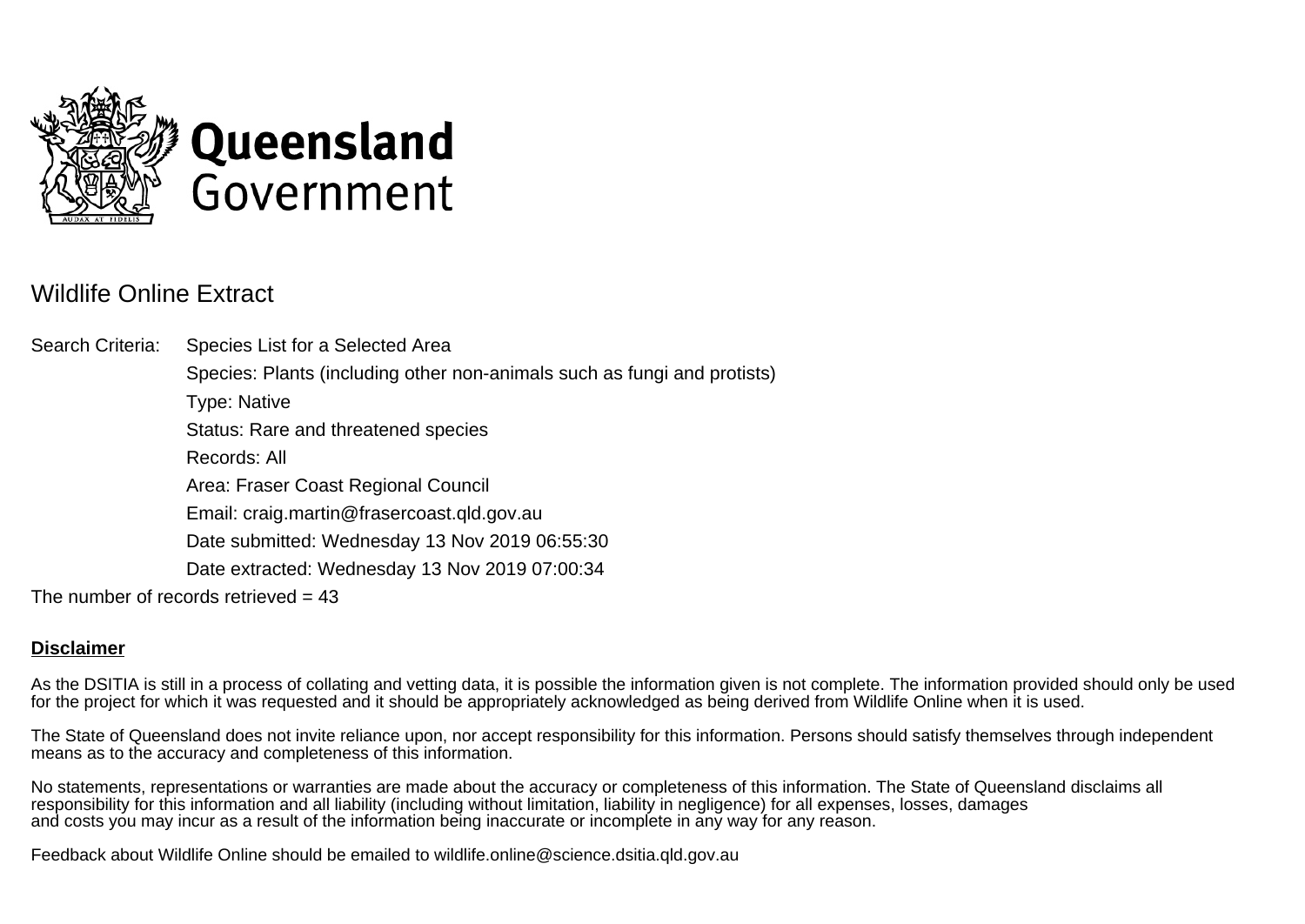Queensland Government

# Wildlife Online Extract

Search Criteria: Species List for a Selected Area
Species: Plants (including other non-animals such as fungi and protists)
Type: Native
Status: Rare and threatened species
Records: All
Area: Fraser Coast Regional Council
Email: craig.martin@frasercoast.qld.gov.au
Date submitted: Wednesday 13 Nov 2019 06:55:30
Date extracted: Wednesday 13 Nov 2019 07:00:34

The number of records retrieved = 43

**Disclaimer**

As the DSITIA is still in a process of collating and vetting data, it is possible the information given is not complete. The information provided should only be used for the project for which it was requested and it should be appropriately acknowledged as being derived from Wildlife Online when it is used.

The State of Queensland does not invite reliance upon, nor accept responsibility for this information. Persons should satisfy themselves through independent means as to the accuracy and completeness of this information.

No statements, representations or warranties are made about the accuracy or completeness of this information. The State of Queensland disclaims all responsibility for this information and all liability (including without limitation, liability in negligence) for all expenses, losses, damages and costs you may incur as a result of the information being inaccurate or incomplete in any way for any reason.

Feedback about Wildlife Online should be emailed to wildlife.online@science.dsitia.qld.gov.au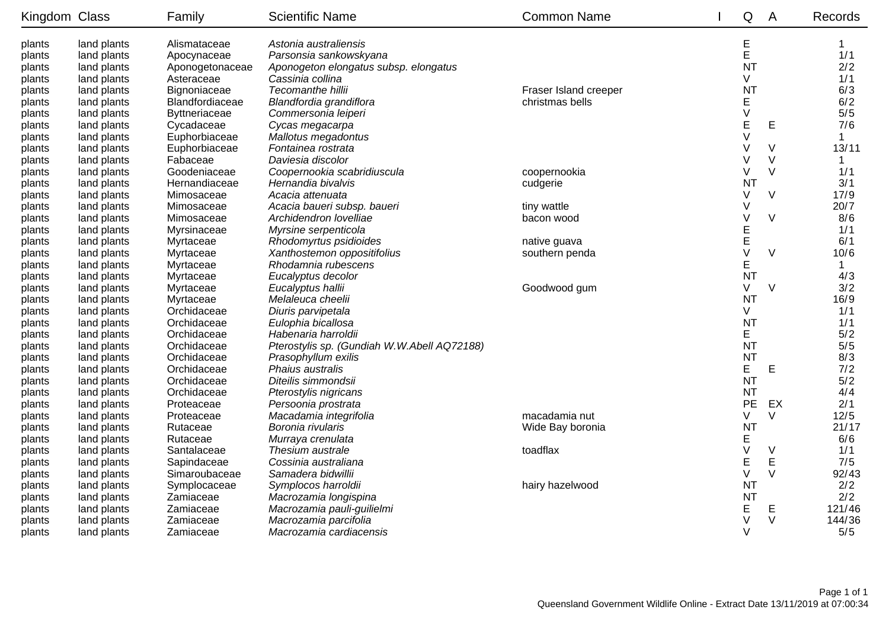| Kingdom | Class | Family | Scientific Name | Common Name | I | Q | A | Records |
|---|---|---|---|---|---|---|---|---|
| plants | land plants | Alismataceae | *Astonia australiensis* | | | E | | 1 |
| plants | land plants | Apocynaceae | *Parsonsia sankowskyana* | | | E | | 1/1 |
| plants | land plants | Aponogetonaceae | *Aponogeton elongatus subsp. elongatus* | | | NT | | 2/2 |
| plants | land plants | Asteraceae | *Cassinia collina* | | | V | | 1/1 |
| plants | land plants | Bignoniaceae | *Tecomanthe hillii* | Fraser Island creeper | | NT | | 6/3 |
| plants | land plants | Blandfordiaceae | *Blandfordia grandiflora* | christmas bells | | E | | 6/2 |
| plants | land plants | Byttneriaceae | *Commersonia leiperi* | | | V | | 5/5 |
| plants | land plants | Cycadaceae | *Cycas megacarpa* | | | E | E | 7/6 |
| plants | land plants | Euphorbiaceae | *Mallotus megadontus* | | | V | | 1 |
| plants | land plants | Euphorbiaceae | *Fontainea rostrata* | | | V | V | 13/11 |
| plants | land plants | Fabaceae | *Daviesia discolor* | | | V | V | 1 |
| plants | land plants | Goodeniaceae | *Coopernookia scabridiuscula* | coopernookia | | V | V | 1/1 |
| plants | land plants | Hernandiaceae | *Hernandia bivalvis* | cudgerie | | NT | | 3/1 |
| plants | land plants | Mimosaceae | *Acacia attenuata* | | | V | V | 17/9 |
| plants | land plants | Mimosaceae | *Acacia baueri subsp. baueri* | tiny wattle | | V | | 20/7 |
| plants | land plants | Mimosaceae | *Archidendron lovelliae* | bacon wood | | V | V | 8/6 |
| plants | land plants | Myrsinaceae | *Myrsine serpenticola* | | | E | | 1/1 |
| plants | land plants | Myrtaceae | *Rhodomyrtus psidioides* | native guava | | E | | 6/1 |
| plants | land plants | Myrtaceae | *Xanthostemon oppositifolius* | southern penda | | V | V | 10/6 |
| plants | land plants | Myrtaceae | *Rhodamnia rubescens* | | | E | | 1 |
| plants | land plants | Myrtaceae | *Eucalyptus decolor* | | | NT | | 4/3 |
| plants | land plants | Myrtaceae | *Eucalyptus hallii* | Goodwood gum | | V | V | 3/2 |
| plants | land plants | Myrtaceae | *Melaleuca cheelii* | | | NT | | 16/9 |
| plants | land plants | Orchidaceae | *Diuris parvipetala* | | | V | | 1/1 |
| plants | land plants | Orchidaceae | *Eulophia bicallosa* | | | NT | | 1/1 |
| plants | land plants | Orchidaceae | *Habenaria harroldii* | | | E | | 5/2 |
| plants | land plants | Orchidaceae | *Pterostylis sp. (Gundiah W.W.Abell AQ72188)* | | | NT | | 5/5 |
| plants | land plants | Orchidaceae | *Prasophyllum exilis* | | | NT | | 8/3 |
| plants | land plants | Orchidaceae | *Phaius australis* | | | E | E | 7/2 |
| plants | land plants | Orchidaceae | *Diteilis simmondsii* | | | NT | | 5/2 |
| plants | land plants | Orchidaceae | *Pterostylis nigricans* | | | NT | | 4/4 |
| plants | land plants | Proteaceae | *Persoonia prostrata* | | | PE | EX | 2/1 |
| plants | land plants | Proteaceae | *Macadamia integrifolia* | macadamia nut | | V | V | 12/5 |
| plants | land plants | Rutaceae | *Boronia rivularis* | Wide Bay boronia | | NT | | 21/17 |
| plants | land plants | Rutaceae | *Murraya crenulata* | | | E | | 6/6 |
| plants | land plants | Santalaceae | *Thesium australe* | toadflax | | V | V | 1/1 |
| plants | land plants | Sapindaceae | *Cossinia australiana* | | | E | E | 7/5 |
| plants | land plants | Simaroubaceae | *Samadera bidwillii* | | | V | V | 92/43 |
| plants | land plants | Symplocaceae | *Symplocos harroldii* | hairy hazelwood | | NT | | 2/2 |
| plants | land plants | Zamiaceae | *Macrozamia longispina* | | | NT | | 2/2 |
| plants | land plants | Zamiaceae | *Macrozamia pauli-guilielmi* | | | E | E | 121/46 |
| plants | land plants | Zamiaceae | *Macrozamia parcifolia* | | | V | V | 144/36 |
| plants | land plants | Zamiaceae | *Macrozamia cardiacensis* | | | V | | 5/5 |

Queensland Government Wildlife Online - Extract Date 13/11/2019 at 07:00:34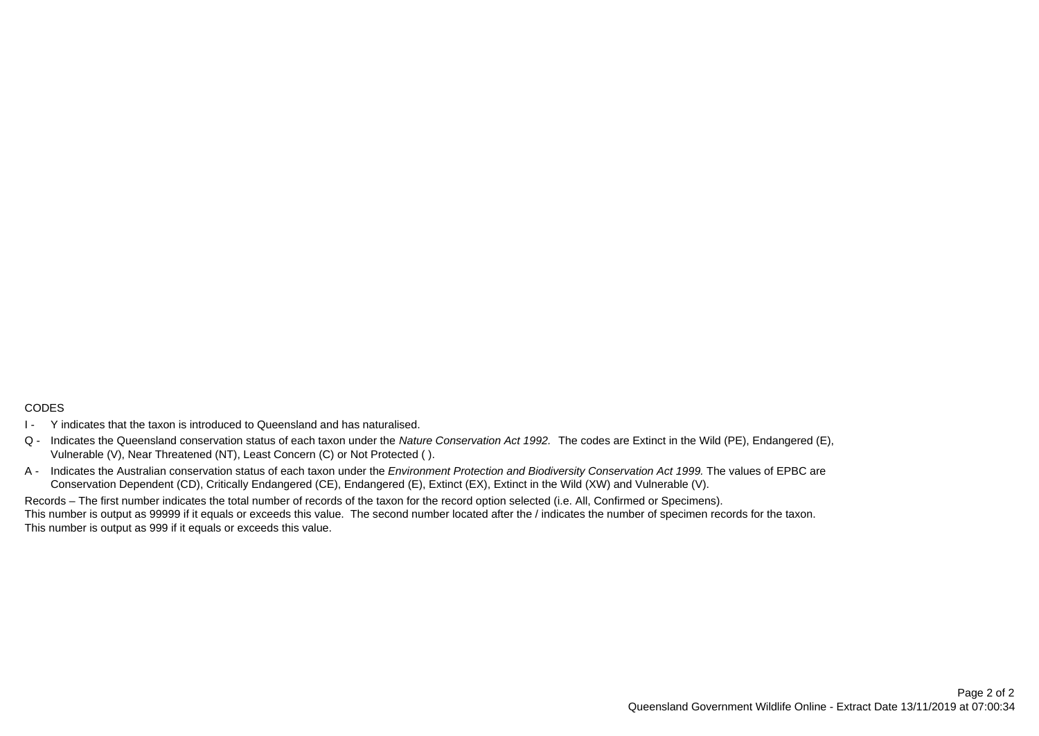CODES

I - Y indicates that the taxon is introduced to Queensland and has naturalised.

Q - Indicates the Queensland conservation status of each taxon under the *Nature Conservation Act 1992.* The codes are Extinct in the Wild (PE), Endangered (E), Vulnerable (V), Near Threatened (NT), Least Concern (C) or Not Protected ( ).

A - Indicates the Australian conservation status of each taxon under the *Environment Protection and Biodiversity Conservation Act 1999.* The values of EPBC are Conservation Dependent (CD), Critically Endangered (CE), Endangered (E), Extinct (EX), Extinct in the Wild (XW) and Vulnerable (V).

Records – The first number indicates the total number of records of the taxon for the record option selected (i.e. All, Confirmed or Specimens).
This number is output as 99999 if it equals or exceeds this value. The second number located after the / indicates the number of specimen records for the taxon.
This number is output as 999 if it equals or exceeds this value.